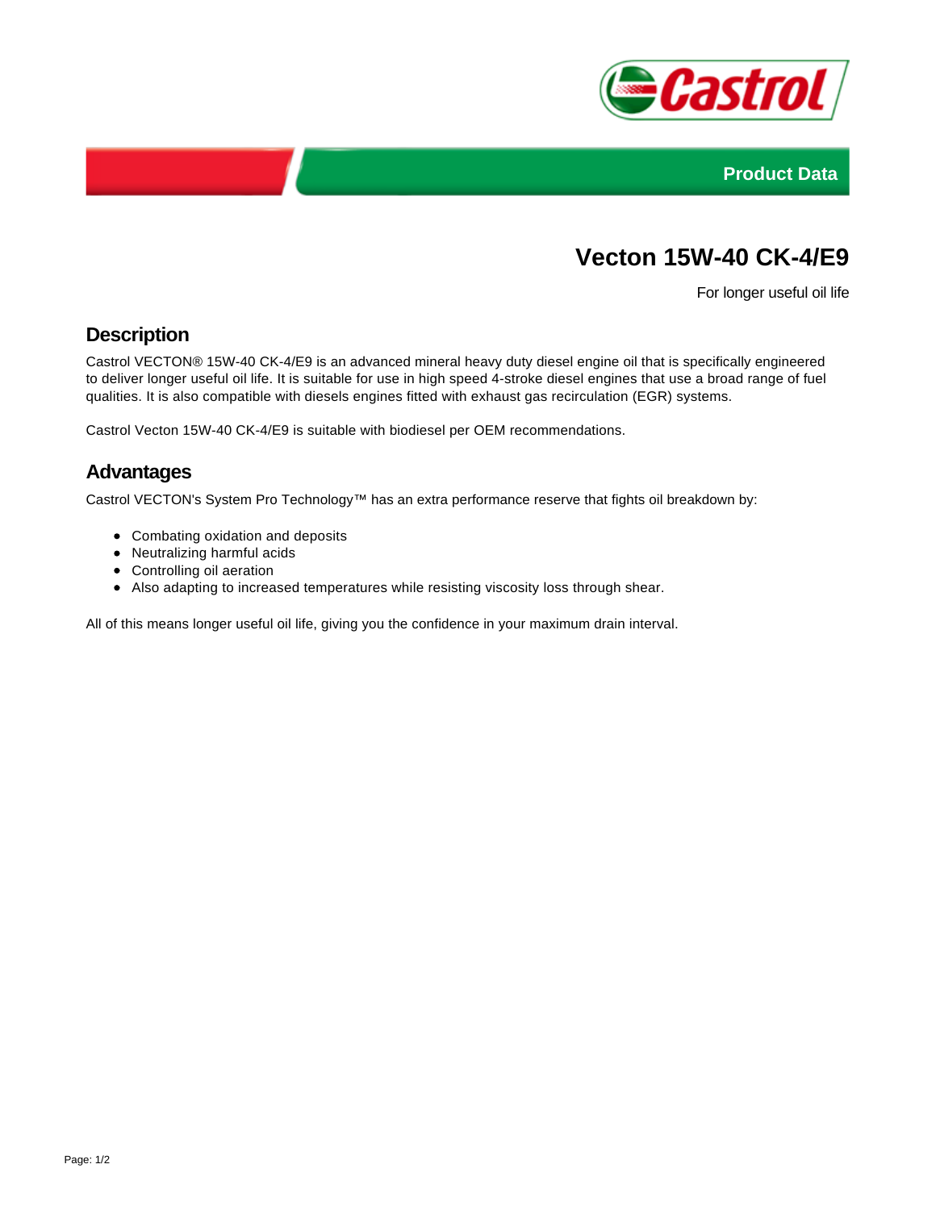Product Data

# Vecton 15W-40 CK-4/E9

For longer useful oil life

## Description

Castrol VECTON® 15W-40 CK-4/E9 is an advanced mineral heavy duty diesel engine oil that is specifically engineered to deliver longer useful oil life. It is suitable for use in high speed 4-stroke diesel engines that use a broad range of fuel qualities. It is also compatible with diesels engines fitted with exhaust gas recirculation (EGR) systems.

Castrol Vecton 15W-40 CK-4/E9 is suitable with biodiesel per OEM recommendations.

## Advantages

Castrol VECTON's System Pro Technology™ has an extra performance reserve that fights oil breakdown by:

- Combating oxidation and deposits
- Neutralizing harmful acids
- Controlling oil aeration
- Also adapting to increased temperatures while resisting viscosity loss through shear.

All of this means longer useful oil life, giving you the confidence in your maximum drain interval.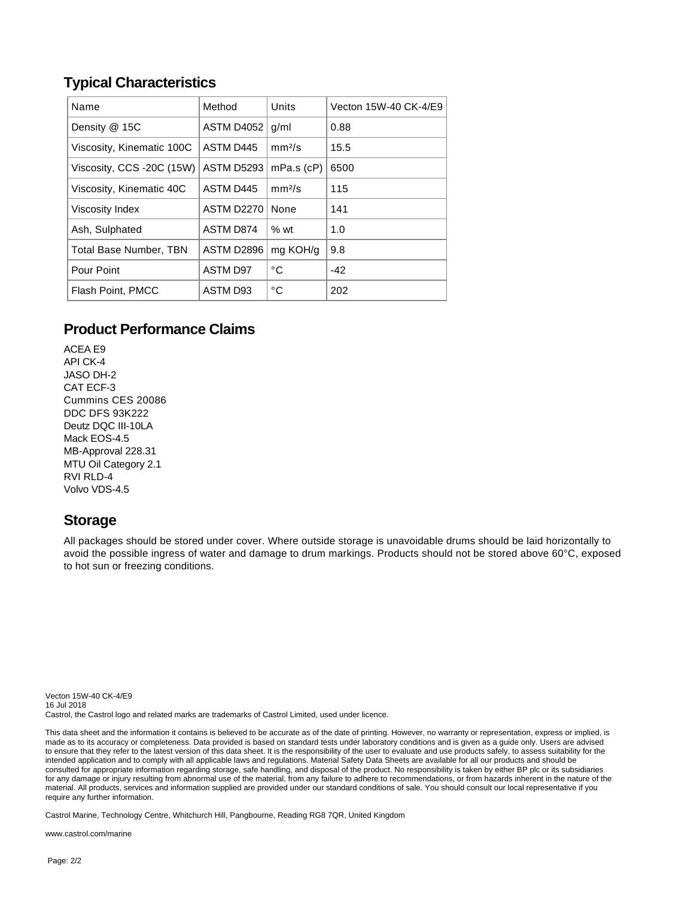## Typical Characteristics

| Name | Method | Units | Vecton 15W-40 CK-4/E9 |
|---|---|---|---|
| Density @ 15C | ASTM D4052 | g/ml | 0.88 |
| Viscosity, Kinematic 100C | ASTM D445 | mm²/s | 15.5 |
| Viscosity, CCS -20C (15W) | ASTM D5293 | mPa.s (cP) | 6500 |
| Viscosity, Kinematic 40C | ASTM D445 | mm²/s | 115 |
| Viscosity Index | ASTM D2270 | None | 141 |
| Ash, Sulphated | ASTM D874 | % wt | 1.0 |
| Total Base Number, TBN | ASTM D2896 | mg KOH/g | 9.8 |
| Pour Point | ASTM D97 | °C | -42 |
| Flash Point, PMCC | ASTM D93 | °C | 202 |

## Product Performance Claims

ACEA E9
API CK-4
JASO DH-2
CAT ECF-3
Cummins CES 20086
DDC DFS 93K222
Deutz DQC III-10LA
Mack EOS-4.5
MB-Approval 228.31
MTU Oil Category 2.1
RVI RLD-4
Volvo VDS-4.5

## Storage

All packages should be stored under cover. Where outside storage is unavoidable drums should be laid horizontally to avoid the possible ingress of water and damage to drum markings. Products should not be stored above 60°C, exposed to hot sun or freezing conditions.

Vecton 15W-40 CK-4/E9
16 Jul 2018
Castrol, the Castrol logo and related marks are trademarks of Castrol Limited, used under licence.

This data sheet and the information it contains is believed to be accurate as of the date of printing. However, no warranty or representation, express or implied, is made as to its accuracy or completeness. Data provided is based on standard tests under laboratory conditions and is given as a guide only. Users are advised to ensure that they refer to the latest version of this data sheet. It is the responsibility of the user to evaluate and use products safely, to assess suitability for the intended application and to comply with all applicable laws and regulations. Material Safety Data Sheets are available for all our products and should be consulted for appropriate information regarding storage, safe handling, and disposal of the product. No responsibility is taken by either BP plc or its subsidiaries for any damage or injury resulting from abnormal use of the material, from any failure to adhere to recommendations, or from hazards inherent in the nature of the material. All products, services and information supplied are provided under our standard conditions of sale. You should consult our local representative if you require any further information.

Castrol Marine, Technology Centre, Whitchurch Hill, Pangbourne, Reading RG8 7QR, United Kingdom

www.castrol.com/marine